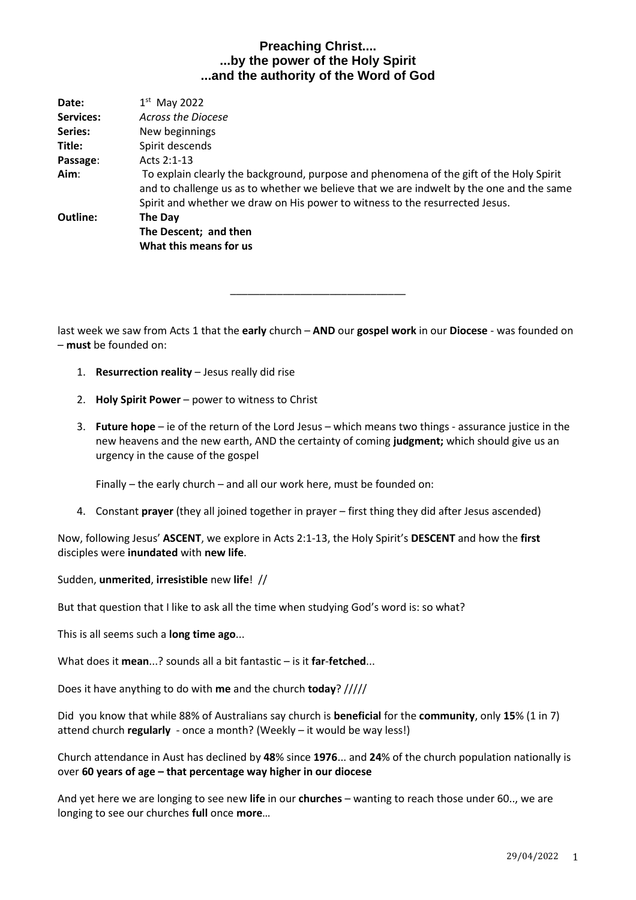# Preaching Christ....
## ...by the power of the Holy Spirit
## ...and the authority of the Word of God

| | |
|---|---|
| **Date:** | 1st May 2022 |
| **Services:** | *Across the Diocese* |
| **Series:** | New beginnings |
| **Title:** | Spirit descends |
| **Passage**: | Acts 2:1-13 |
| **Aim**: | To explain clearly the background, purpose and phenomena of the gift of the Holy Spirit and to challenge us as to whether we believe that we are indwelt by the one and the same Spirit and whether we draw on His power to witness to the resurrected Jesus. |
| **Outline:** | **The Day**<br>**The Descent; and then**<br>**What this means for us** |

---

last week we saw from Acts 1 that the **early** church – **AND** our **gospel work** in our **Diocese** - was founded on – **must** be founded on:

1. **Resurrection reality** – Jesus really did rise

2. **Holy Spirit Power** – power to witness to Christ

3. **Future hope** – ie of the return of the Lord Jesus – which means two things - assurance justice in the new heavens and the new earth, AND the certainty of coming **judgment;** which should give us an urgency in the cause of the gospel

   Finally – the early church – and all our work here, must be founded on:

4. Constant **prayer** (they all joined together in prayer – first thing they did after Jesus ascended)

Now, following Jesus' **ASCENT**, we explore in Acts 2:1-13, the Holy Spirit's **DESCENT** and how the **first** disciples were **inundated** with **new life**.

Sudden, **unmerited**, **irresistible** new **life**! //

But that question that I like to ask all the time when studying God's word is: so what?

This is all seems such a **long time ago**...

What does it **mean**...? sounds all a bit fantastic – is it **far**-**fetched**...

Does it have anything to do with **me** and the church **today**? /////

Did you know that while 88% of Australians say church is **beneficial** for the **community**, only **15**% (1 in 7) attend church **regularly** - once a month? (Weekly – it would be way less!)

Church attendance in Aust has declined by **48**% since **1976**... and **24**% of the church population nationally is over **60 years of age – that percentage way higher in our diocese**

And yet here we are longing to see new **life** in our **churches** – wanting to reach those under 60.., we are longing to see our churches **full** once **more**…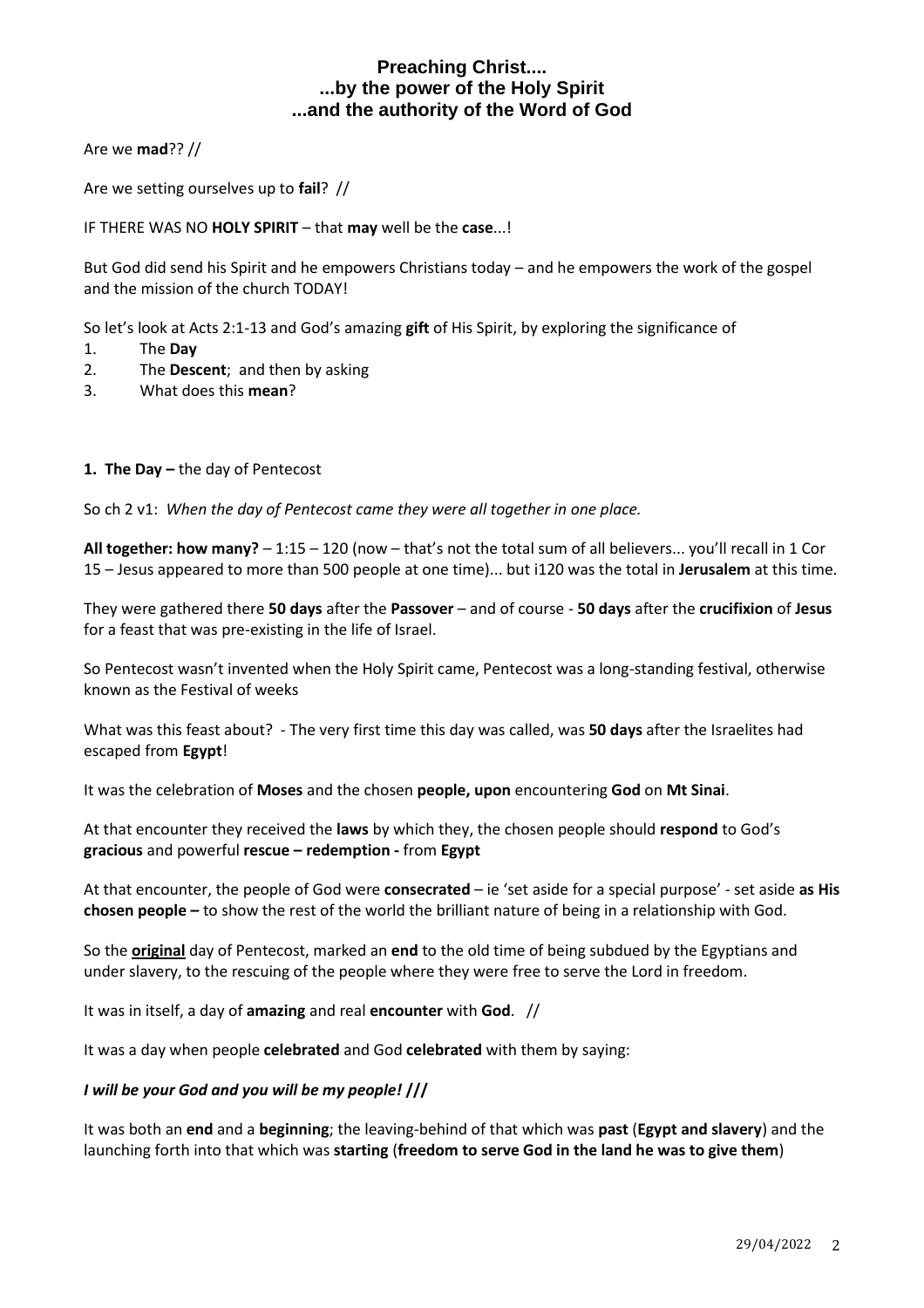**Preaching Christ....**
**...by the power of the Holy Spirit**
**...and the authority of the Word of God**

Are we **mad**?? //

Are we setting ourselves up to **fail**? //

IF THERE WAS NO **HOLY SPIRIT** – that **may** well be the **case**...!

But God did send his Spirit and he empowers Christians today – and he empowers the work of the gospel and the mission of the church TODAY!

So let's look at Acts 2:1-13 and God's amazing **gift** of His Spirit, by exploring the significance of

1. The **Day**
2. The **Descent**; and then by asking
3. What does this **mean**?

**1. The Day –** the day of Pentecost

So ch 2 v1: *When the day of Pentecost came they were all together in one place.*

**All together: how many?** – 1:15 – 120 (now – that's not the total sum of all believers... you'll recall in 1 Cor 15 – Jesus appeared to more than 500 people at one time)... but i120 was the total in **Jerusalem** at this time.

They were gathered there **50 days** after the **Passover** – and of course - **50 days** after the **crucifixion** of **Jesus** for a feast that was pre-existing in the life of Israel.

So Pentecost wasn't invented when the Holy Spirit came, Pentecost was a long-standing festival, otherwise known as the Festival of weeks

What was this feast about? - The very first time this day was called, was **50 days** after the Israelites had escaped from **Egypt**!

It was the celebration of **Moses** and the chosen **people, upon** encountering **God** on **Mt Sinai**.

At that encounter they received the **laws** by which they, the chosen people should **respond** to God's **gracious** and powerful **rescue – redemption -** from **Egypt**

At that encounter, the people of God were **consecrated** – ie 'set aside for a special purpose' - set aside **as His chosen people –** to show the rest of the world the brilliant nature of being in a relationship with God.

So the **original** day of Pentecost, marked an **end** to the old time of being subdued by the Egyptians and under slavery, to the rescuing of the people where they were free to serve the Lord in freedom.

It was in itself, a day of **amazing** and real **encounter** with **God**. //

It was a day when people **celebrated** and God **celebrated** with them by saying:

***I will be your God and you will be my people! ///***

It was both an **end** and a **beginning**; the leaving-behind of that which was **past** (**Egypt and slavery**) and the launching forth into that which was **starting** (**freedom to serve God in the land he was to give them**)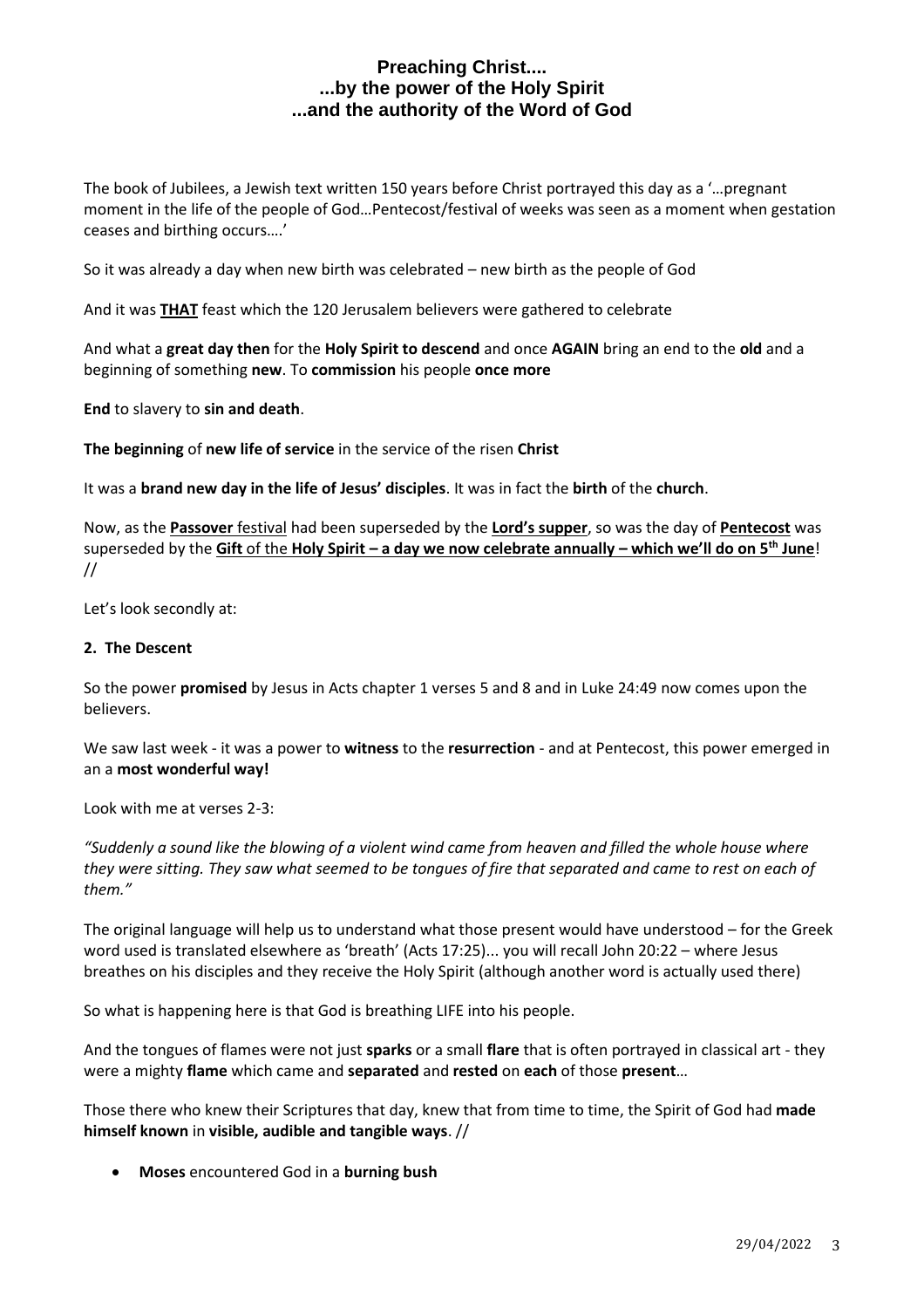The book of Jubilees, a Jewish text written 150 years before Christ portrayed this day as a '…pregnant moment in the life of the people of God…Pentecost/festival of weeks was seen as a moment when gestation ceases and birthing occurs….'

So it was already a day when new birth was celebrated – new birth as the people of God

And it was **<u>THAT</u>** feast which the 120 Jerusalem believers were gathered to celebrate

And what a **great day then** for the **Holy Spirit to descend** and once **AGAIN** bring an end to the **old** and a beginning of something **new**. To **commission** his people **once more**

**End** to slavery to **sin and death**.

**The beginning** of **new life of service** in the service of the risen **Christ**

It was a **brand new day in the life of Jesus' disciples**. It was in fact the **birth** of the **church**.

Now, as the **<u>Passover</u>** <u>festival</u> had been superseded by the **<u>Lord's supper</u>**, so was the day of **<u>Pentecost</u>** was superseded by the **<u>Gift</u>** <u>of the</u> **<u>Holy Spirit – a day we now celebrate annually – which we'll do on 5th June</u>**! //

Let's look secondly at:

**2. The Descent**

So the power **promised** by Jesus in Acts chapter 1 verses 5 and 8 and in Luke 24:49 now comes upon the believers.

We saw last week - it was a power to **witness** to the **resurrection** - and at Pentecost, this power emerged in an a **most wonderful way!**

Look with me at verses 2-3:

*"Suddenly a sound like the blowing of a violent wind came from heaven and filled the whole house where they were sitting. They saw what seemed to be tongues of fire that separated and came to rest on each of them."*

The original language will help us to understand what those present would have understood – for the Greek word used is translated elsewhere as 'breath' (Acts 17:25)... you will recall John 20:22 – where Jesus breathes on his disciples and they receive the Holy Spirit (although another word is actually used there)

So what is happening here is that God is breathing LIFE into his people.

And the tongues of flames were not just **sparks** or a small **flare** that is often portrayed in classical art - they were a mighty **flame** which came and **separated** and **rested** on **each** of those **present**…

Those there who knew their Scriptures that day, knew that from time to time, the Spirit of God had **made himself known** in **visible, audible and tangible ways**. //

- **Moses** encountered God in a **burning bush**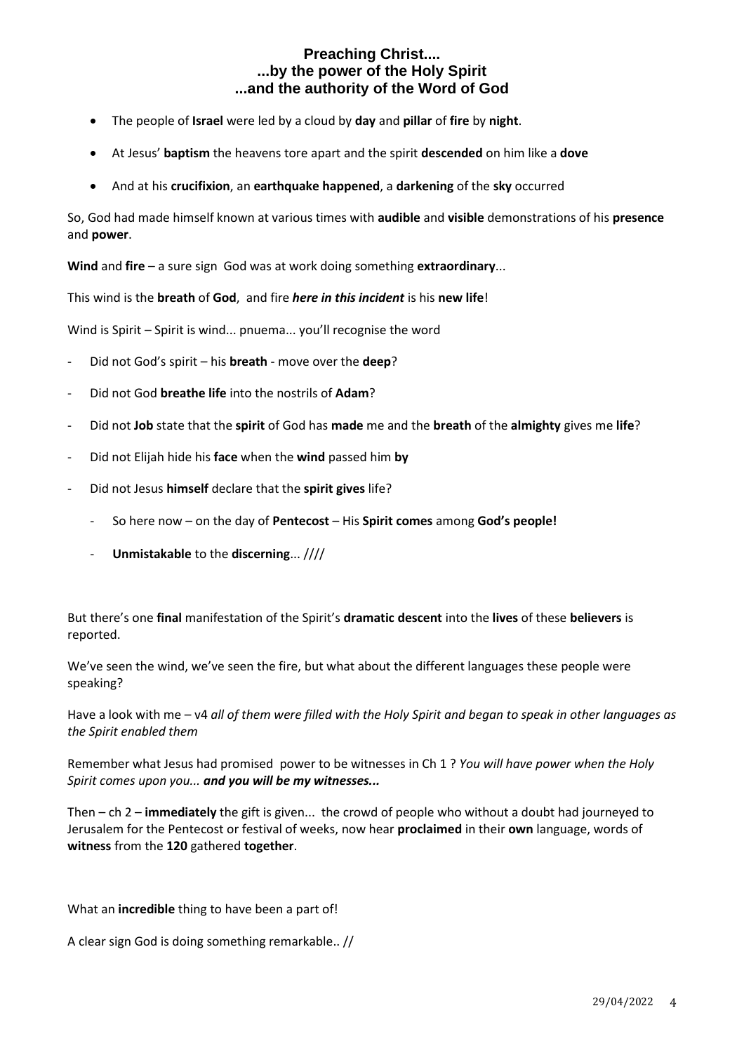## Preaching Christ....
## ...by the power of the Holy Spirit
## ...and the authority of the Word of God

- The people of **Israel** were led by a cloud by **day** and **pillar** of **fire** by **night**.
- At Jesus' **baptism** the heavens tore apart and the spirit **descended** on him like a **dove**
- And at his **crucifixion**, an **earthquake happened**, a **darkening** of the **sky** occurred

So, God had made himself known at various times with **audible** and **visible** demonstrations of his **presence** and **power**.

**Wind** and **fire** – a sure sign God was at work doing something **extraordinary**...

This wind is the **breath** of **God**, and fire ***here in this incident*** is his **new life**!

Wind is Spirit – Spirit is wind... pnuema... you'll recognise the word

- Did not God's spirit – his **breath** - move over the **deep**?
- Did not God **breathe life** into the nostrils of **Adam**?
- Did not **Job** state that the **spirit** of God has **made** me and the **breath** of the **almighty** gives me **life**?
- Did not Elijah hide his **face** when the **wind** passed him **by**
- Did not Jesus **himself** declare that the **spirit gives** life?
    - So here now – on the day of **Pentecost** – His **Spirit comes** among **God's people!**
    - **Unmistakable** to the **discerning**... ////

But there's one **final** manifestation of the Spirit's **dramatic descent** into the **lives** of these **believers** is reported.

We've seen the wind, we've seen the fire, but what about the different languages these people were speaking?

Have a look with me – v4 *all of them were filled with the Holy Spirit and began to speak in other languages as the Spirit enabled them*

Remember what Jesus had promised power to be witnesses in Ch 1 ? *You will have power when the Holy Spirit comes upon you... **and you will be my witnesses...***

Then – ch 2 – **immediately** the gift is given... the crowd of people who without a doubt had journeyed to Jerusalem for the Pentecost or festival of weeks, now hear **proclaimed** in their **own** language, words of **witness** from the **120** gathered **together**.

What an **incredible** thing to have been a part of!

A clear sign God is doing something remarkable.. //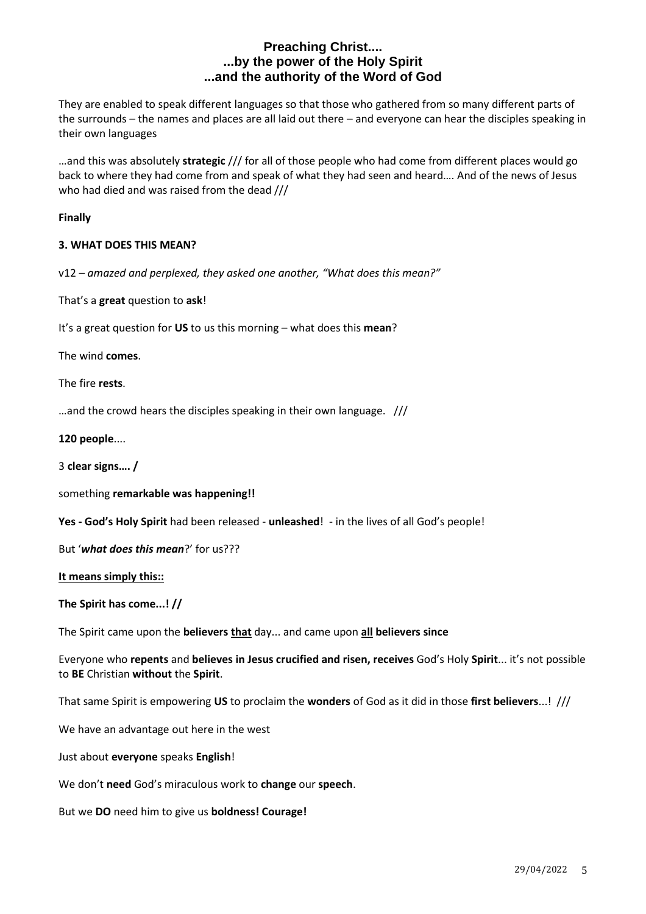They are enabled to speak different languages so that those who gathered from so many different parts of the surrounds – the names and places are all laid out there – and everyone can hear the disciples speaking in their own languages

…and this was absolutely **strategic** /// for all of those people who had come from different places would go back to where they had come from and speak of what they had seen and heard…. And of the news of Jesus who had died and was raised from the dead ///

**Finally**

**3. WHAT DOES THIS MEAN?**

v12 – *amazed and perplexed, they asked one another, "What does this mean?"*

That's a **great** question to **ask**!

It's a great question for **US** to us this morning – what does this **mean**?

The wind **comes**.

The fire **rests**.

…and the crowd hears the disciples speaking in their own language. ///

**120 people**....

3 **clear signs…. /**

something **remarkable was happening!!**

**Yes - God's Holy Spirit** had been released - **unleashed**! - in the lives of all God's people!

But '***what does this mean***?' for us???

<u>**It means simply this::**</u>

**The Spirit has come...! //**

The Spirit came upon the **believers <u>that</u>** day... and came upon **<u>all</u> believers since**

Everyone who **repents** and **believes in Jesus crucified and risen, receives** God's Holy **Spirit**... it's not possible to **BE** Christian **without** the **Spirit**.

That same Spirit is empowering **US** to proclaim the **wonders** of God as it did in those **first believers**...! ///

We have an advantage out here in the west

Just about **everyone** speaks **English**!

We don't **need** God's miraculous work to **change** our **speech**.

But we **DO** need him to give us **boldness! Courage!**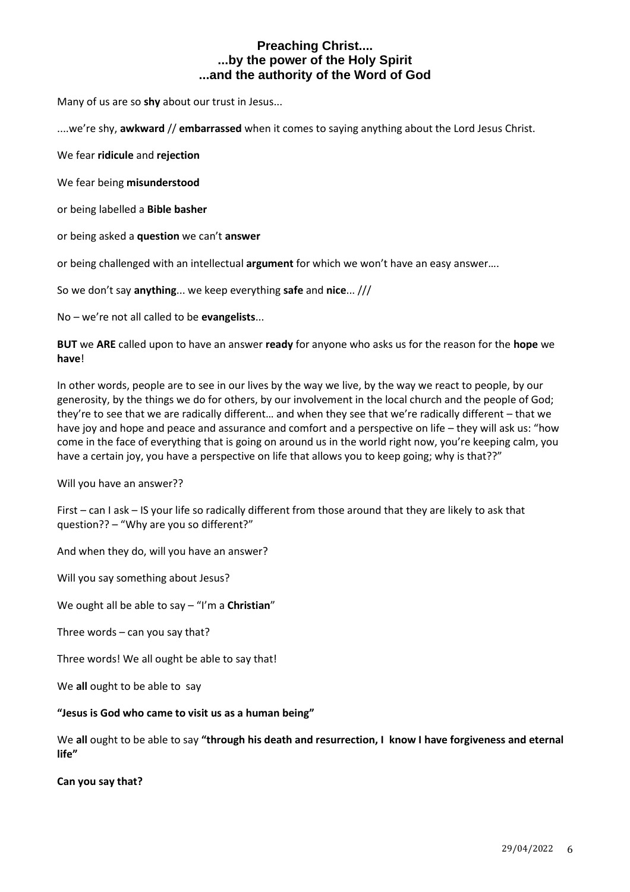# Preaching Christ....
# ...by the power of the Holy Spirit
# ...and the authority of the Word of God

Many of us are so **shy** about our trust in Jesus...

....we're shy, **awkward** // **embarrassed** when it comes to saying anything about the Lord Jesus Christ.

We fear **ridicule** and **rejection**

We fear being **misunderstood**

or being labelled a **Bible basher**

or being asked a **question** we can't **answer**

or being challenged with an intellectual **argument** for which we won't have an easy answer….

So we don't say **anything**... we keep everything **safe** and **nice**... ///

No – we're not all called to be **evangelists**...

**BUT** we **ARE** called upon to have an answer **ready** for anyone who asks us for the reason for the **hope** we **have**!

In other words, people are to see in our lives by the way we live, by the way we react to people, by our generosity, by the things we do for others, by our involvement in the local church and the people of God; they're to see that we are radically different… and when they see that we're radically different – that we have joy and hope and peace and assurance and comfort and a perspective on life – they will ask us: "how come in the face of everything that is going on around us in the world right now, you're keeping calm, you have a certain joy, you have a perspective on life that allows you to keep going; why is that??"

Will you have an answer??

First – can I ask – IS your life so radically different from those around that they are likely to ask that question?? – "Why are you so different?"

And when they do, will you have an answer?

Will you say something about Jesus?

We ought all be able to say – "I'm a **Christian**"

Three words – can you say that?

Three words! We all ought be able to say that!

We **all** ought to be able to say

**"Jesus is God who came to visit us as a human being"**

We **all** ought to be able to say **"through his death and resurrection, I know I have forgiveness and eternal life"**

**Can you say that?**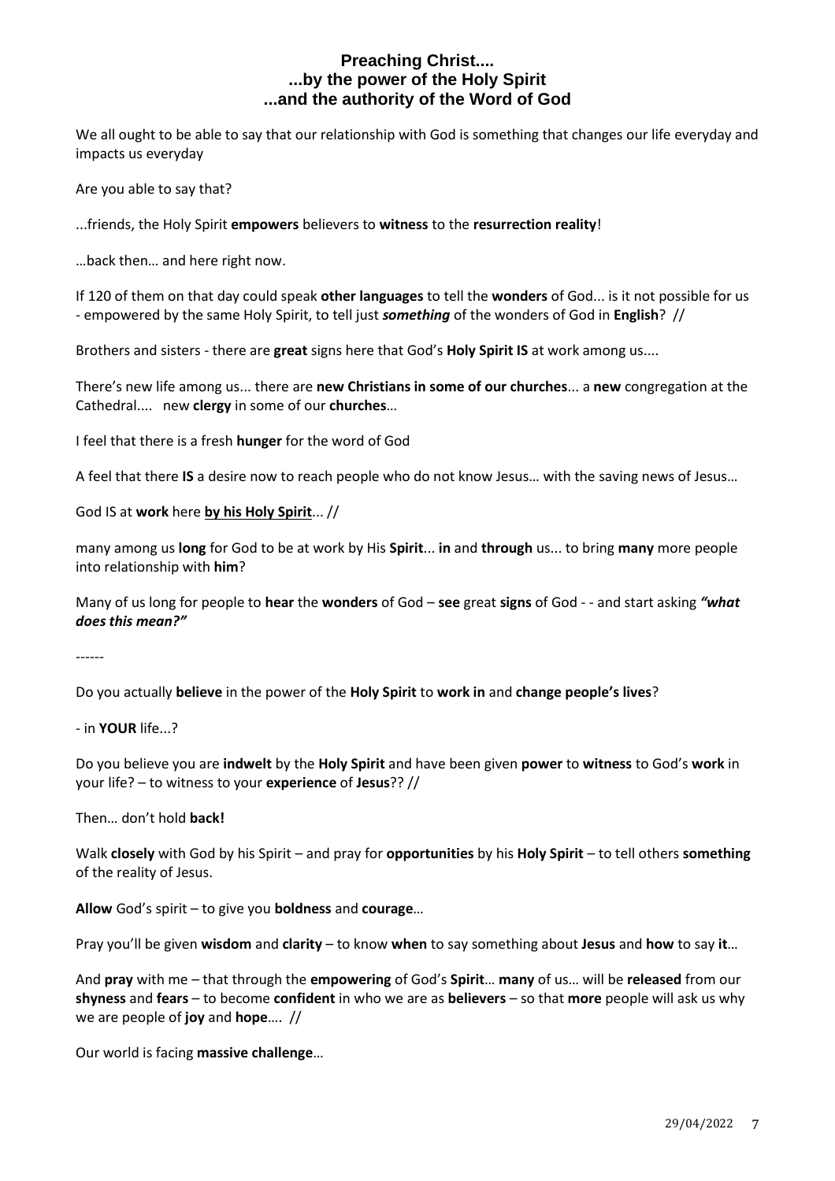**Preaching Christ....**
**...by the power of the Holy Spirit**
**...and the authority of the Word of God**

We all ought to be able to say that our relationship with God is something that changes our life everyday and impacts us everyday

Are you able to say that?

...friends, the Holy Spirit **empowers** believers to **witness** to the **resurrection reality**!

…back then… and here right now.

If 120 of them on that day could speak **other languages** to tell the **wonders** of God... is it not possible for us - empowered by the same Holy Spirit, to tell just ***something*** of the wonders of God in **English**? //

Brothers and sisters - there are **great** signs here that God's **Holy Spirit IS** at work among us....

There's new life among us... there are **new Christians in some of our churches**... a **new** congregation at the Cathedral.... new **clergy** in some of our **churches**…

I feel that there is a fresh **hunger** for the word of God

A feel that there **IS** a desire now to reach people who do not know Jesus… with the saving news of Jesus…

God IS at **work** here <u>**by his Holy Spirit**</u>... //

many among us **long** for God to be at work by His **Spirit**... **in** and **through** us... to bring **many** more people into relationship with **him**?

Many of us long for people to **hear** the **wonders** of God – **see** great **signs** of God - - and start asking ***"what does this mean?"***

------

Do you actually **believe** in the power of the **Holy Spirit** to **work in** and **change people's lives**?

- in **YOUR** life...?

Do you believe you are **indwelt** by the **Holy Spirit** and have been given **power** to **witness** to God's **work** in your life? – to witness to your **experience** of **Jesus**?? //

Then… don't hold **back!**

Walk **closely** with God by his Spirit – and pray for **opportunities** by his **Holy Spirit** – to tell others **something** of the reality of Jesus.

**Allow** God's spirit – to give you **boldness** and **courage**…

Pray you'll be given **wisdom** and **clarity** – to know **when** to say something about **Jesus** and **how** to say **it**…

And **pray** with me – that through the **empowering** of God's **Spirit**… **many** of us… will be **released** from our **shyness** and **fears** – to become **confident** in who we are as **believers** – so that **more** people will ask us why we are people of **joy** and **hope**…. //

Our world is facing **massive challenge**…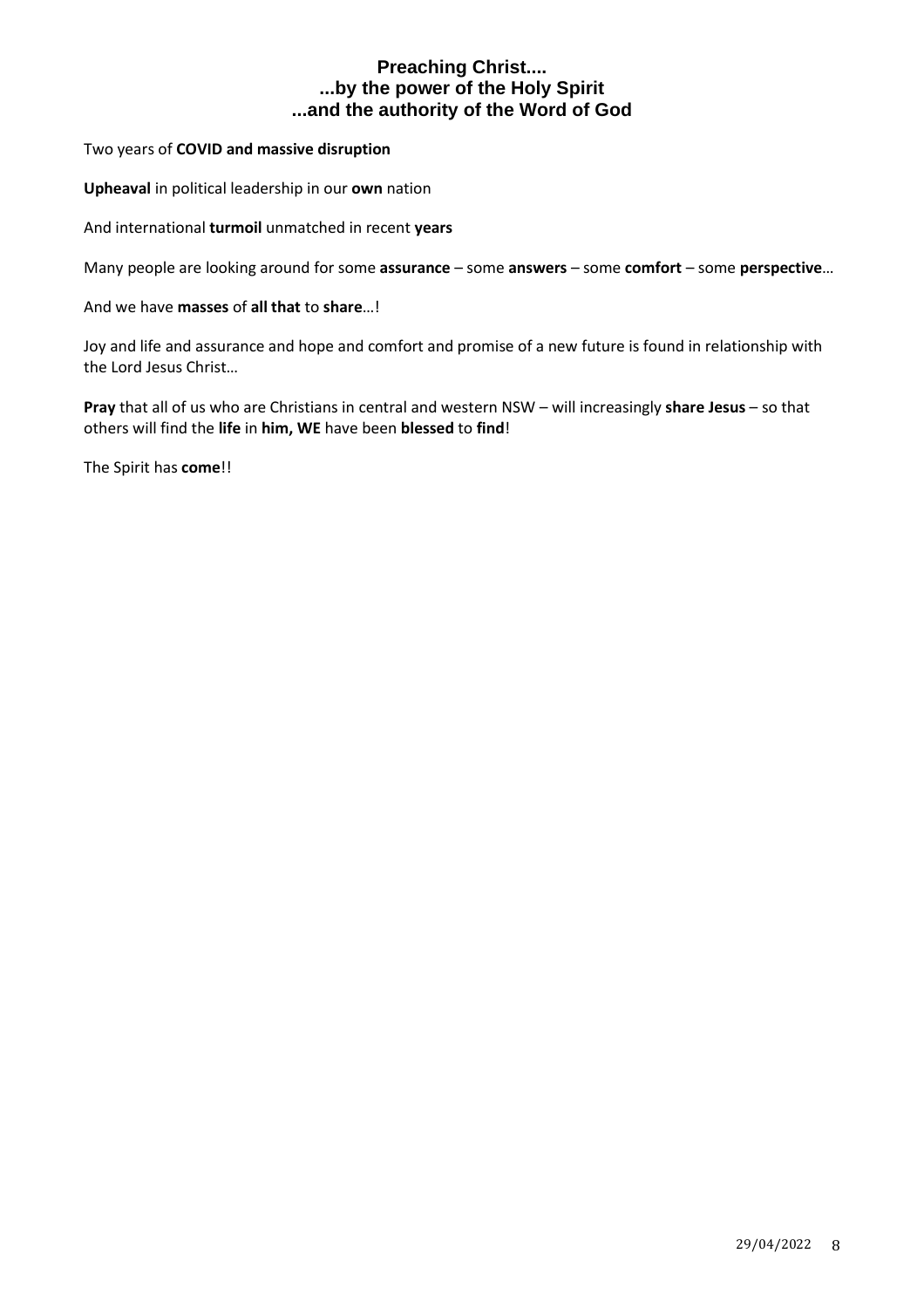**Preaching Christ....**
**...by the power of the Holy Spirit**
**...and the authority of the Word of God**

Two years of **COVID and massive disruption**

**Upheaval** in political leadership in our **own** nation

And international **turmoil** unmatched in recent **years**

Many people are looking around for some **assurance** – some **answers** – some **comfort** – some **perspective**…

And we have **masses** of **all that** to **share**…!

Joy and life and assurance and hope and comfort and promise of a new future is found in relationship with the Lord Jesus Christ…

**Pray** that all of us who are Christians in central and western NSW – will increasingly **share Jesus** – so that others will find the **life** in **him, WE** have been **blessed** to **find**!

The Spirit has **come**!!

29/04/2022